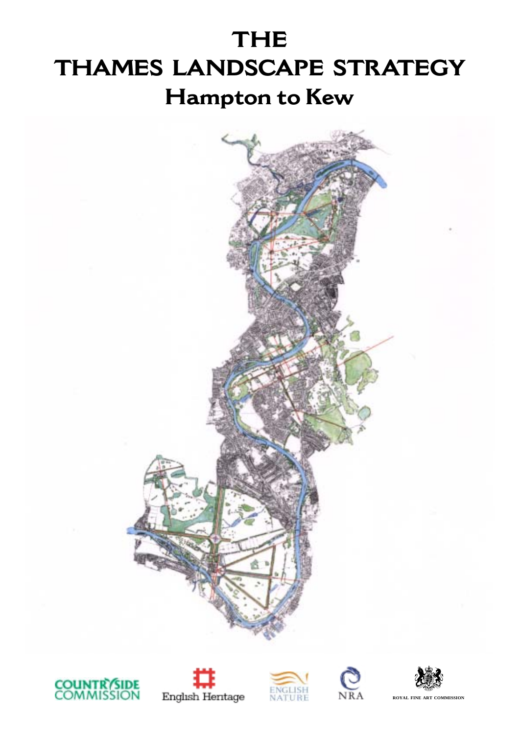# THE
# THAMES LANDSCAPE STRATEGY
## Hampton to Kew

COUNTRYSIDE COMMISSION

English Heritage

ENGLISH NATURE

NRA

ROYAL FINE ART COMMISSION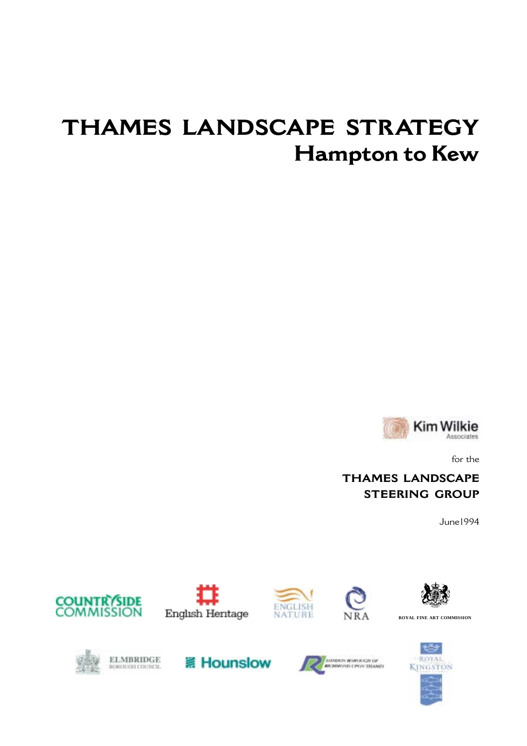# THAMES LANDSCAPE STRATEGY

## Hampton to Kew

Kim Wilkie Associates

for the

**THAMES LANDSCAPE STEERING GROUP**

June1994

COUNTRYSIDE COMMISSION

English Heritage

ENGLISH NATURE

NRA

ROYAL FINE ART COMMISSION

ELMBRIDGE BOROUGH COUNCIL

Hounslow

LONDON BOROUGH OF RICHMOND UPON THAMES

ROYAL KINGSTON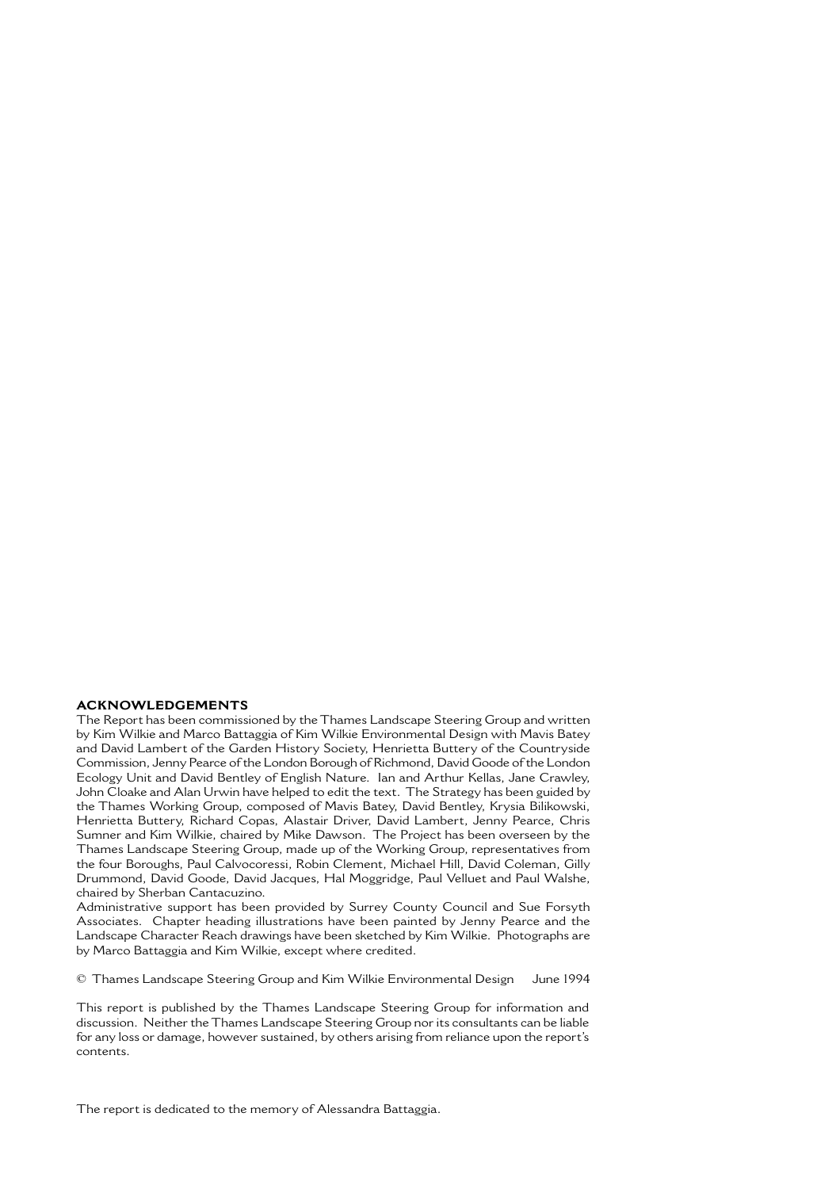**ACKNOWLEDGEMENTS**

The Report has been commissioned by the Thames Landscape Steering Group and written by Kim Wilkie and Marco Battaggia of Kim Wilkie Environmental Design with Mavis Batey and David Lambert of the Garden History Society, Henrietta Buttery of the Countryside Commission, Jenny Pearce of the London Borough of Richmond, David Goode of the London Ecology Unit and David Bentley of English Nature. Ian and Arthur Kellas, Jane Crawley, John Cloake and Alan Urwin have helped to edit the text. The Strategy has been guided by the Thames Working Group, composed of Mavis Batey, David Bentley, Krysia Bilikowski, Henrietta Buttery, Richard Copas, Alastair Driver, David Lambert, Jenny Pearce, Chris Sumner and Kim Wilkie, chaired by Mike Dawson. The Project has been overseen by the Thames Landscape Steering Group, made up of the Working Group, representatives from the four Boroughs, Paul Calvocoressi, Robin Clement, Michael Hill, David Coleman, Gilly Drummond, David Goode, David Jacques, Hal Moggridge, Paul Velluet and Paul Walshe, chaired by Sherban Cantacuzino.

Administrative support has been provided by Surrey County Council and Sue Forsyth Associates. Chapter heading illustrations have been painted by Jenny Pearce and the Landscape Character Reach drawings have been sketched by Kim Wilkie. Photographs are by Marco Battaggia and Kim Wilkie, except where credited.

© Thames Landscape Steering Group and Kim Wilkie Environmental Design June 1994

This report is published by the Thames Landscape Steering Group for information and discussion. Neither the Thames Landscape Steering Group nor its consultants can be liable for any loss or damage, however sustained, by others arising from reliance upon the report's contents.

The report is dedicated to the memory of Alessandra Battaggia.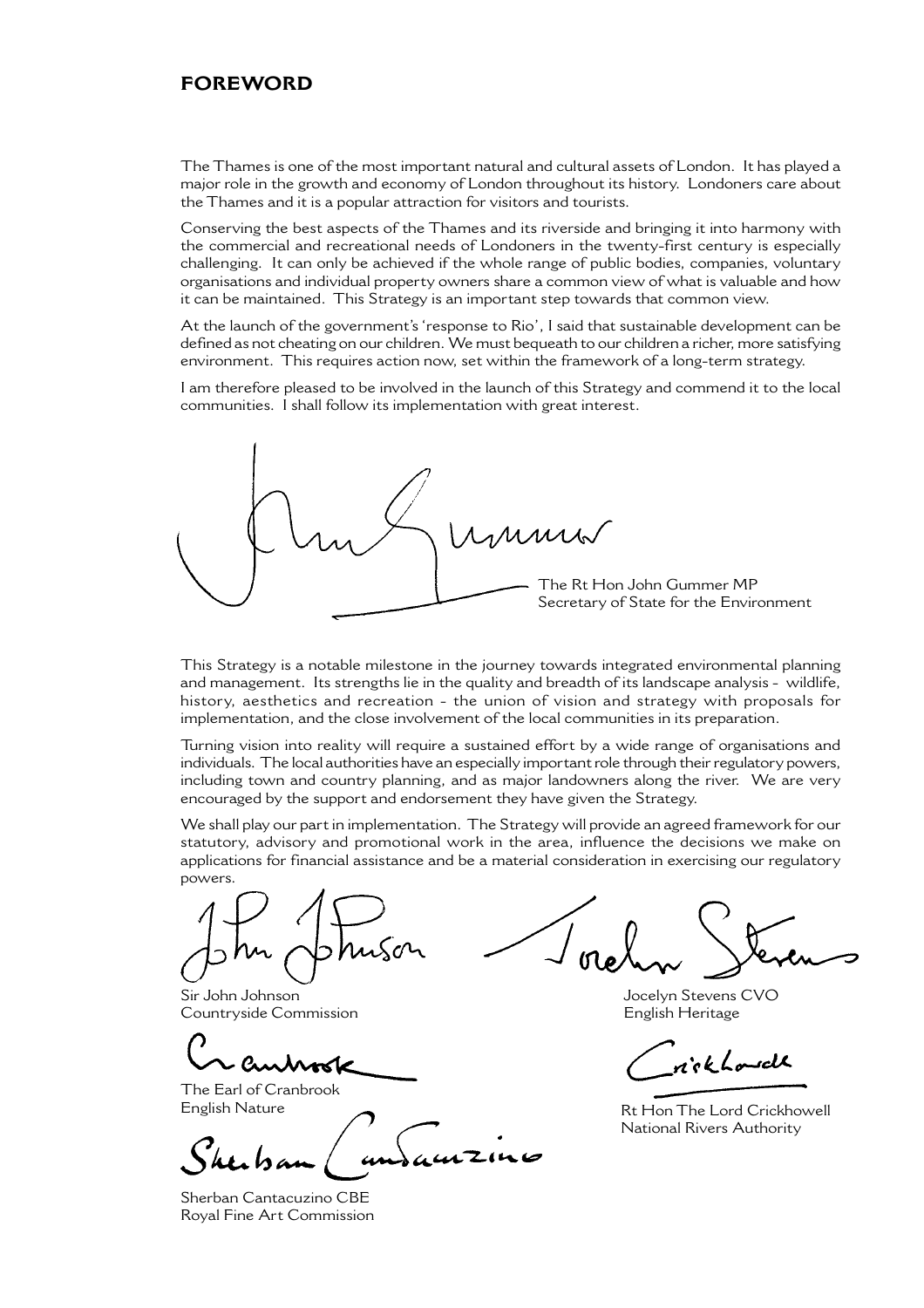## FOREWORD

The Thames is one of the most important natural and cultural assets of London. It has played a major role in the growth and economy of London throughout its history. Londoners care about the Thames and it is a popular attraction for visitors and tourists.

Conserving the best aspects of the Thames and its riverside and bringing it into harmony with the commercial and recreational needs of Londoners in the twenty-first century is especially challenging. It can only be achieved if the whole range of public bodies, companies, voluntary organisations and individual property owners share a common view of what is valuable and how it can be maintained. This Strategy is an important step towards that common view.

At the launch of the government's 'response to Rio', I said that sustainable development can be defined as not cheating on our children. We must bequeath to our children a richer, more satisfying environment. This requires action now, set within the framework of a long-term strategy.

I am therefore pleased to be involved in the launch of this Strategy and commend it to the local communities. I shall follow its implementation with great interest.

The Rt Hon John Gummer MP
Secretary of State for the Environment

This Strategy is a notable milestone in the journey towards integrated environmental planning and management. Its strengths lie in the quality and breadth of its landscape analysis - wildlife, history, aesthetics and recreation - the union of vision and strategy with proposals for implementation, and the close involvement of the local communities in its preparation.

Turning vision into reality will require a sustained effort by a wide range of organisations and individuals. The local authorities have an especially important role through their regulatory powers, including town and country planning, and as major landowners along the river. We are very encouraged by the support and endorsement they have given the Strategy.

We shall play our part in implementation. The Strategy will provide an agreed framework for our statutory, advisory and promotional work in the area, influence the decisions we make on applications for financial assistance and be a material consideration in exercising our regulatory powers.

Sir John Johnson
Countryside Commission

Jocelyn Stevens CVO
English Heritage

The Earl of Cranbrook
English Nature

Rt Hon The Lord Crickhowell
National Rivers Authority

Sherban Cantacuzino CBE
Royal Fine Art Commission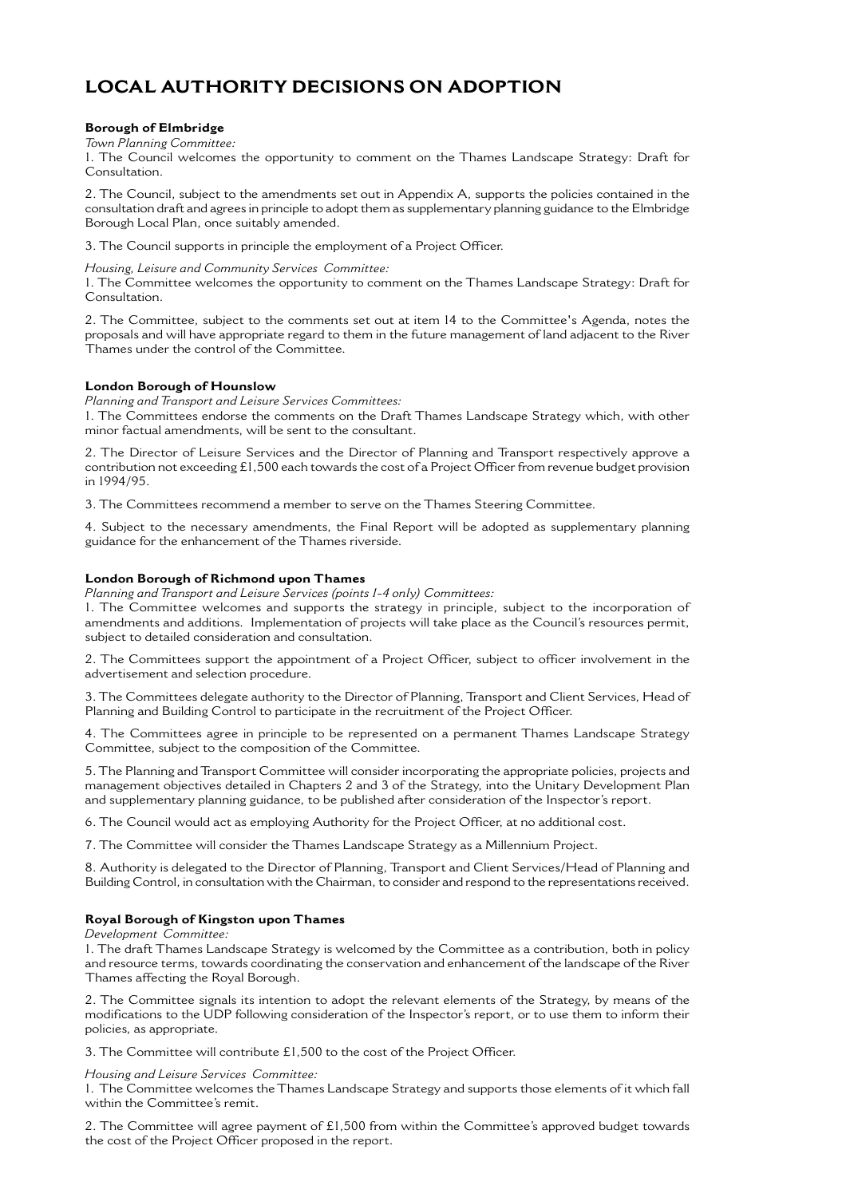# LOCAL AUTHORITY DECISIONS ON ADOPTION

**Borough of Elmbridge**

*Town Planning Committee:*

1. The Council welcomes the opportunity to comment on the Thames Landscape Strategy: Draft for Consultation.

2. The Council, subject to the amendments set out in Appendix A, supports the policies contained in the consultation draft and agrees in principle to adopt them as supplementary planning guidance to the Elmbridge Borough Local Plan, once suitably amended.

3. The Council supports in principle the employment of a Project Officer.

*Housing, Leisure and Community Services Committee:*

1. The Committee welcomes the opportunity to comment on the Thames Landscape Strategy: Draft for Consultation.

2. The Committee, subject to the comments set out at item 14 to the Committee's Agenda, notes the proposals and will have appropriate regard to them in the future management of land adjacent to the River Thames under the control of the Committee.

**London Borough of Hounslow**

*Planning and Transport and Leisure Services Committees:*

1. The Committees endorse the comments on the Draft Thames Landscape Strategy which, with other minor factual amendments, will be sent to the consultant.

2. The Director of Leisure Services and the Director of Planning and Transport respectively approve a contribution not exceeding £1,500 each towards the cost of a Project Officer from revenue budget provision in 1994/95.

3. The Committees recommend a member to serve on the Thames Steering Committee.

4. Subject to the necessary amendments, the Final Report will be adopted as supplementary planning guidance for the enhancement of the Thames riverside.

**London Borough of Richmond upon Thames**

*Planning and Transport and Leisure Services (points 1-4 only) Committees:*

1. The Committee welcomes and supports the strategy in principle, subject to the incorporation of amendments and additions. Implementation of projects will take place as the Council's resources permit, subject to detailed consideration and consultation.

2. The Committees support the appointment of a Project Officer, subject to officer involvement in the advertisement and selection procedure.

3. The Committees delegate authority to the Director of Planning, Transport and Client Services, Head of Planning and Building Control to participate in the recruitment of the Project Officer.

4. The Committees agree in principle to be represented on a permanent Thames Landscape Strategy Committee, subject to the composition of the Committee.

5. The Planning and Transport Committee will consider incorporating the appropriate policies, projects and management objectives detailed in Chapters 2 and 3 of the Strategy, into the Unitary Development Plan and supplementary planning guidance, to be published after consideration of the Inspector's report.

6. The Council would act as employing Authority for the Project Officer, at no additional cost.

7. The Committee will consider the Thames Landscape Strategy as a Millennium Project.

8. Authority is delegated to the Director of Planning, Transport and Client Services/Head of Planning and Building Control, in consultation with the Chairman, to consider and respond to the representations received.

**Royal Borough of Kingston upon Thames**

*Development Committee:*

1. The draft Thames Landscape Strategy is welcomed by the Committee as a contribution, both in policy and resource terms, towards coordinating the conservation and enhancement of the landscape of the River Thames affecting the Royal Borough.

2. The Committee signals its intention to adopt the relevant elements of the Strategy, by means of the modifications to the UDP following consideration of the Inspector's report, or to use them to inform their policies, as appropriate.

3. The Committee will contribute £1,500 to the cost of the Project Officer.

*Housing and Leisure Services Committee:*

1. The Committee welcomes the Thames Landscape Strategy and supports those elements of it which fall within the Committee's remit.

2. The Committee will agree payment of £1,500 from within the Committee's approved budget towards the cost of the Project Officer proposed in the report.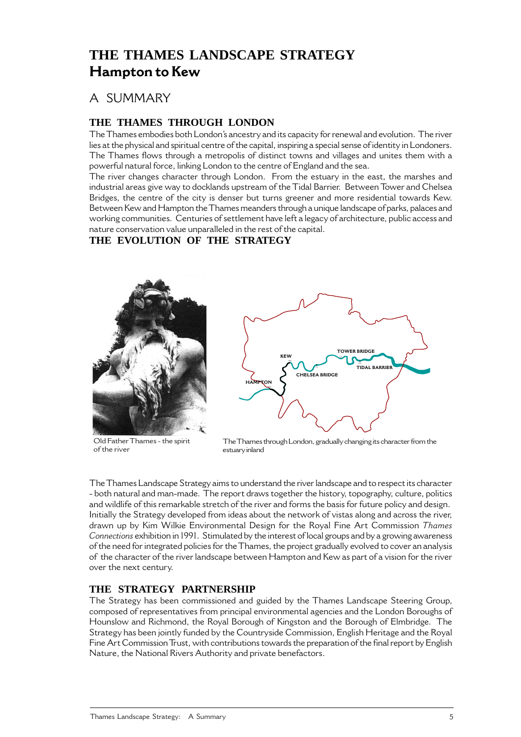# THE THAMES LANDSCAPE STRATEGY
# Hampton to Kew

## A SUMMARY

### THE THAMES THROUGH LONDON

The Thames embodies both London's ancestry and its capacity for renewal and evolution. The river lies at the physical and spiritual centre of the capital, inspiring a special sense of identity in Londoners. The Thames flows through a metropolis of distinct towns and villages and unites them with a powerful natural force, linking London to the centre of England and the sea.

The river changes character through London. From the estuary in the east, the marshes and industrial areas give way to docklands upstream of the Tidal Barrier. Between Tower and Chelsea Bridges, the centre of the city is denser but turns greener and more residential towards Kew. Between Kew and Hampton the Thames meanders through a unique landscape of parks, palaces and working communities. Centuries of settlement have left a legacy of architecture, public access and nature conservation value unparalleled in the rest of the capital.

### THE EVOLUTION OF THE STRATEGY

Old Father Thames - the spirit of the river

The Thames through London, gradually changing its character from the estuary inland

The Thames Landscape Strategy aims to understand the river landscape and to respect its character - both natural and man-made. The report draws together the history, topography, culture, politics and wildlife of this remarkable stretch of the river and forms the basis for future policy and design. Initially the Strategy developed from ideas about the network of vistas along and across the river, drawn up by Kim Wilkie Environmental Design for the Royal Fine Art Commission *Thames Connections* exhibition in 1991. Stimulated by the interest of local groups and by a growing awareness of the need for integrated policies for the Thames, the project gradually evolved to cover an analysis of the character of the river landscape between Hampton and Kew as part of a vision for the river over the next century.

### THE STRATEGY PARTNERSHIP

The Strategy has been commissioned and guided by the Thames Landscape Steering Group, composed of representatives from principal environmental agencies and the London Boroughs of Hounslow and Richmond, the Royal Borough of Kingston and the Borough of Elmbridge. The Strategy has been jointly funded by the Countryside Commission, English Heritage and the Royal Fine Art Commission Trust, with contributions towards the preparation of the final report by English Nature, the National Rivers Authority and private benefactors.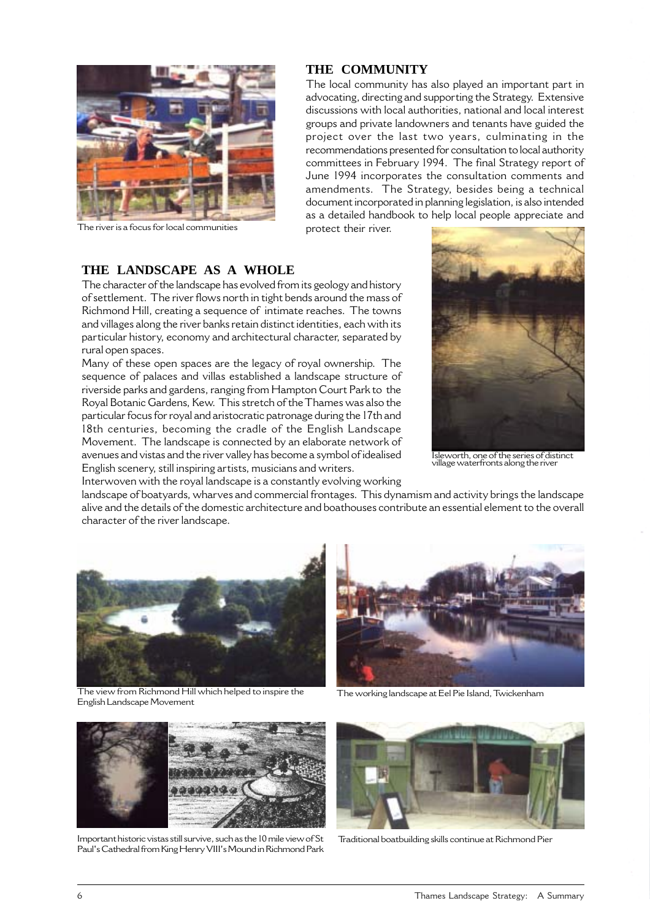The river is a focus for local communities

## THE COMMUNITY

The local community has also played an important part in advocating, directing and supporting the Strategy. Extensive discussions with local authorities, national and local interest groups and private landowners and tenants have guided the project over the last two years, culminating in the recommendations presented for consultation to local authority committees in February 1994. The final Strategy report of June 1994 incorporates the consultation comments and amendments. The Strategy, besides being a technical document incorporated in planning legislation, is also intended as a detailed handbook to help local people appreciate and protect their river.

## THE LANDSCAPE AS A WHOLE

The character of the landscape has evolved from its geology and history of settlement. The river flows north in tight bends around the mass of Richmond Hill, creating a sequence of intimate reaches. The towns and villages along the river banks retain distinct identities, each with its particular history, economy and architectural character, separated by rural open spaces.

Many of these open spaces are the legacy of royal ownership. The sequence of palaces and villas established a landscape structure of riverside parks and gardens, ranging from Hampton Court Park to the Royal Botanic Gardens, Kew. This stretch of the Thames was also the particular focus for royal and aristocratic patronage during the 17th and 18th centuries, becoming the cradle of the English Landscape Movement. The landscape is connected by an elaborate network of avenues and vistas and the river valley has become a symbol of idealised English scenery, still inspiring artists, musicians and writers.

Isleworth, one of the series of distinct village waterfronts along the river

Interwoven with the royal landscape is a constantly evolving working landscape of boatyards, wharves and commercial frontages. This dynamism and activity brings the landscape alive and the details of the domestic architecture and boathouses contribute an essential element to the overall character of the river landscape.

The view from Richmond Hill which helped to inspire the English Landscape Movement

The working landscape at Eel Pie Island, Twickenham

Important historic vistas still survive, such as the 10 mile view of St Paul's Cathedral from King Henry VIII's Mound in Richmond Park

Traditional boatbuilding skills continue at Richmond Pier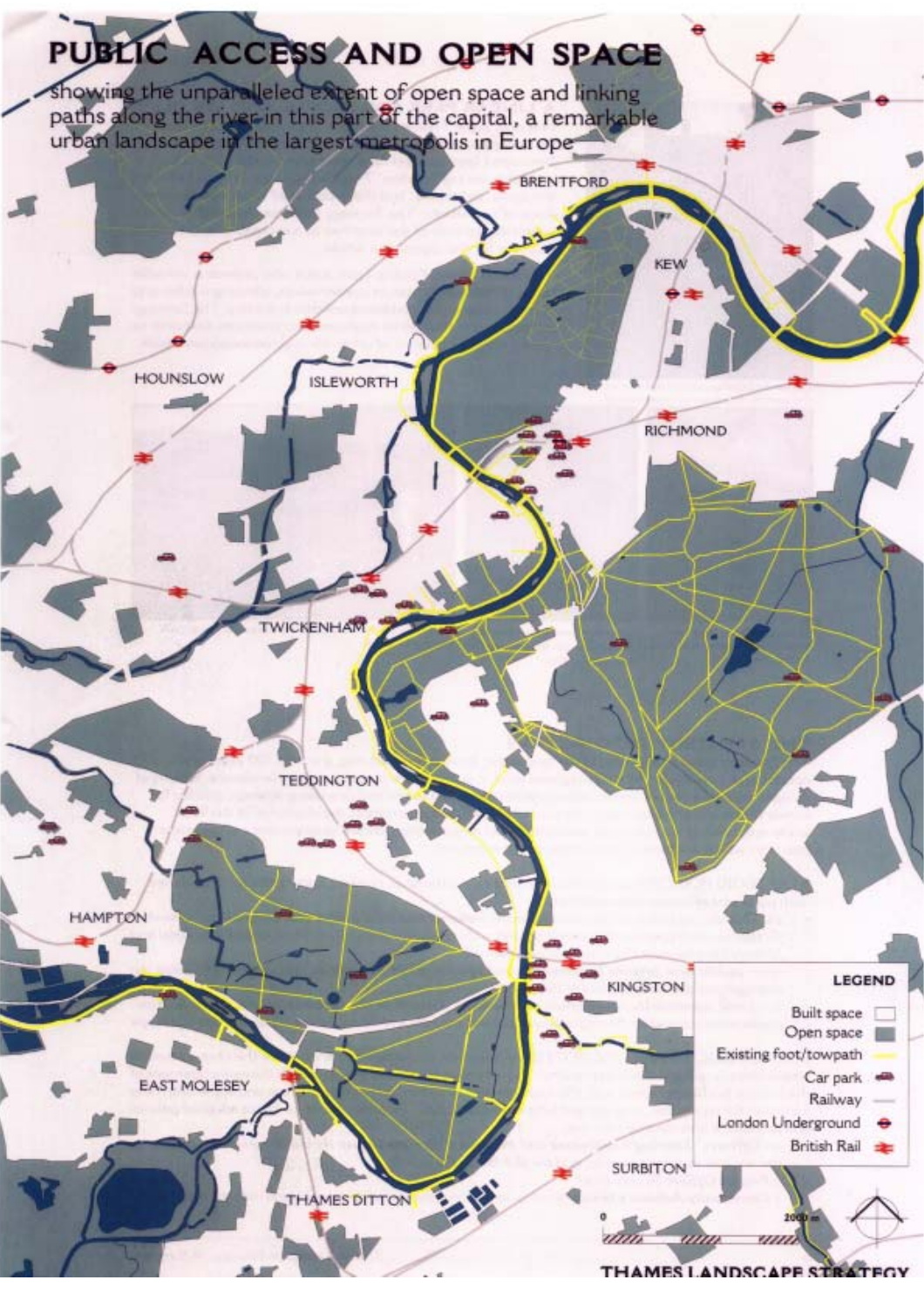# PUBLIC ACCESS AND OPEN SPACE

showing the unparalleled extent of open space and linking paths along the river in this part of the capital, a remarkable urban landscape in the largest metropolis in Europe

BRENTFORD

KEW

HOUNSLOW

ISLEWORTH

RICHMOND

TWICKENHAM

TEDDINGTON

HAMPTON

KINGSTON

EAST MOLESEY

SURBITON

THAMES DITTON

**LEGEND**

- Built space
- Open space
- Existing foot/towpath
- Car park
- Railway
- London Underground
- British Rail

0 — 2000 m

THAMES LANDSCAPE STRATEGY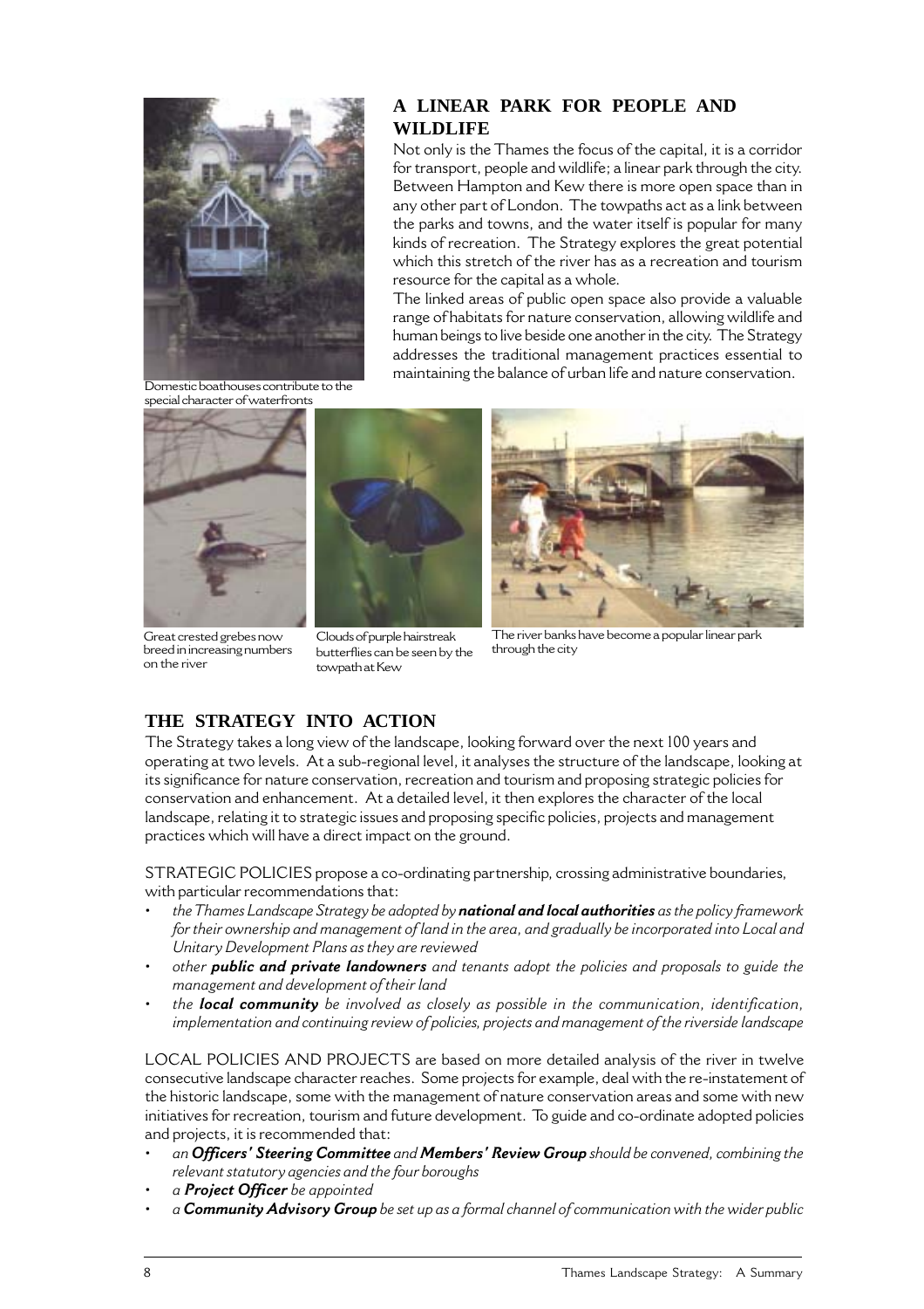Domestic boathouses contribute to the special character of waterfronts

## A LINEAR PARK FOR PEOPLE AND WILDLIFE

Not only is the Thames the focus of the capital, it is a corridor for transport, people and wildlife; a linear park through the city. Between Hampton and Kew there is more open space than in any other part of London. The towpaths act as a link between the parks and towns, and the water itself is popular for many kinds of recreation. The Strategy explores the great potential which this stretch of the river has as a recreation and tourism resource for the capital as a whole.

The linked areas of public open space also provide a valuable range of habitats for nature conservation, allowing wildlife and human beings to live beside one another in the city. The Strategy addresses the traditional management practices essential to maintaining the balance of urban life and nature conservation.

Great crested grebes now breed in increasing numbers on the river

Clouds of purple hairstreak butterflies can be seen by the towpath at Kew

The river banks have become a popular linear park through the city

## THE STRATEGY INTO ACTION

The Strategy takes a long view of the landscape, looking forward over the next 100 years and operating at two levels. At a sub-regional level, it analyses the structure of the landscape, looking at its significance for nature conservation, recreation and tourism and proposing strategic policies for conservation and enhancement. At a detailed level, it then explores the character of the local landscape, relating it to strategic issues and proposing specific policies, projects and management practices which will have a direct impact on the ground.

STRATEGIC POLICIES propose a co-ordinating partnership, crossing administrative boundaries, with particular recommendations that:

- *the Thames Landscape Strategy be adopted by* ***national and local authorities*** *as the policy framework for their ownership and management of land in the area, and gradually be incorporated into Local and Unitary Development Plans as they are reviewed*
- *other* ***public and private landowners*** *and tenants adopt the policies and proposals to guide the management and development of their land*
- *the* ***local community*** *be involved as closely as possible in the communication, identification, implementation and continuing review of policies, projects and management of the riverside landscape*

LOCAL POLICIES AND PROJECTS are based on more detailed analysis of the river in twelve consecutive landscape character reaches. Some projects for example, deal with the re-instatement of the historic landscape, some with the management of nature conservation areas and some with new initiatives for recreation, tourism and future development. To guide and co-ordinate adopted policies and projects, it is recommended that:

- *an* ***Officers' Steering Committee*** *and* ***Members' Review Group*** *should be convened, combining the relevant statutory agencies and the four boroughs*
- *a* ***Project Officer*** *be appointed*
- *a* ***Community Advisory Group*** *be set up as a formal channel of communication with the wider public*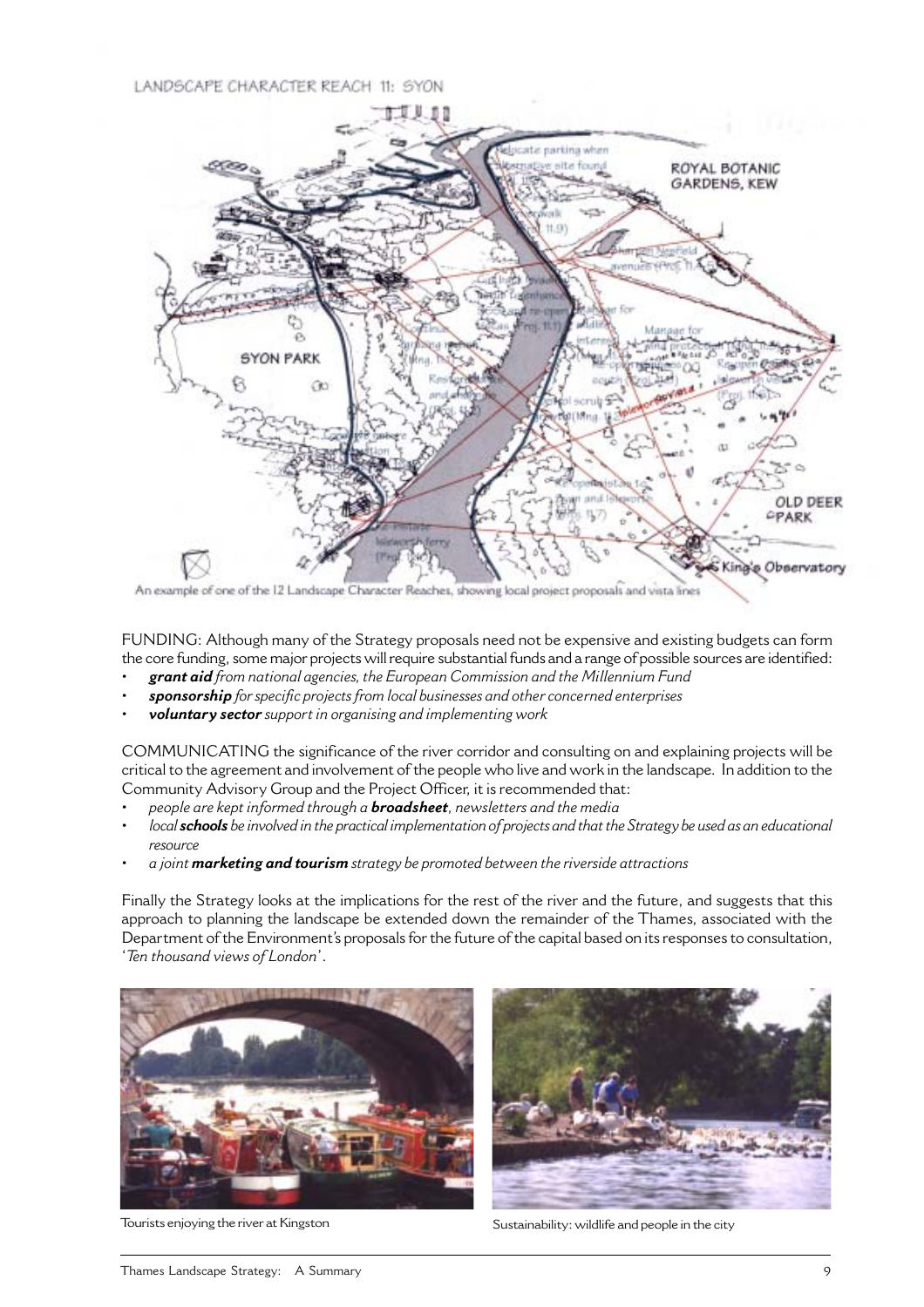An example of one of the 12 Landscape Character Reaches, showing local project proposals and vista lines

FUNDING: Although many of the Strategy proposals need not be expensive and existing budgets can form the core funding, some major projects will require substantial funds and a range of possible sources are identified:

- ***grant aid*** *from national agencies, the European Commission and the Millennium Fund*
- ***sponsorship*** *for specific projects from local businesses and other concerned enterprises*
- ***voluntary sector*** *support in organising and implementing work*

COMMUNICATING the significance of the river corridor and consulting on and explaining projects will be critical to the agreement and involvement of the people who live and work in the landscape. In addition to the Community Advisory Group and the Project Officer, it is recommended that:

- *people are kept informed through a* ***broadsheet****, newsletters and the media*
- *local* ***schools*** *be involved in the practical implementation of projects and that the Strategy be used as an educational resource*
- *a joint* ***marketing and tourism*** *strategy be promoted between the riverside attractions*

Finally the Strategy looks at the implications for the rest of the river and the future, and suggests that this approach to planning the landscape be extended down the remainder of the Thames, associated with the Department of the Environment's proposals for the future of the capital based on its responses to consultation, '*Ten thousand views of London*'.

Tourists enjoying the river at Kingston

Sustainability: wildlife and people in the city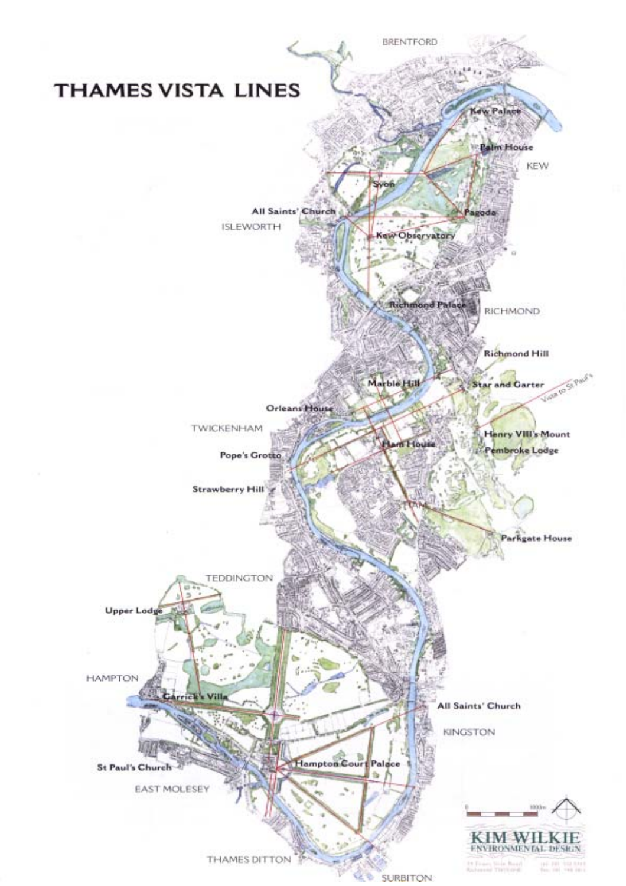# THAMES VISTA LINES

BRENTFORD

Kew Palace

Palm House

KEW

Syon

All Saints' Church

ISLEWORTH

Pagoda

Kew Observatory

Richmond Palace

RICHMOND

Richmond Hill

Marble Hill

Star and Garter

Vista to St Paul's

Orleans House

TWICKENHAM

Ham House

Henry VIII's Mount

Pembroke Lodge

Pope's Grotto

Strawberry Hill

HAM

Parkgate House

TEDDINGTON

Upper Lodge

HAMPTON

Garrick's Villa

All Saints' Church

KINGSTON

St Paul's Church

Hampton Court Palace

EAST MOLESEY

THAMES DITTON

SURBITON

KIM WILKIE ENVIRONMENTAL DESIGN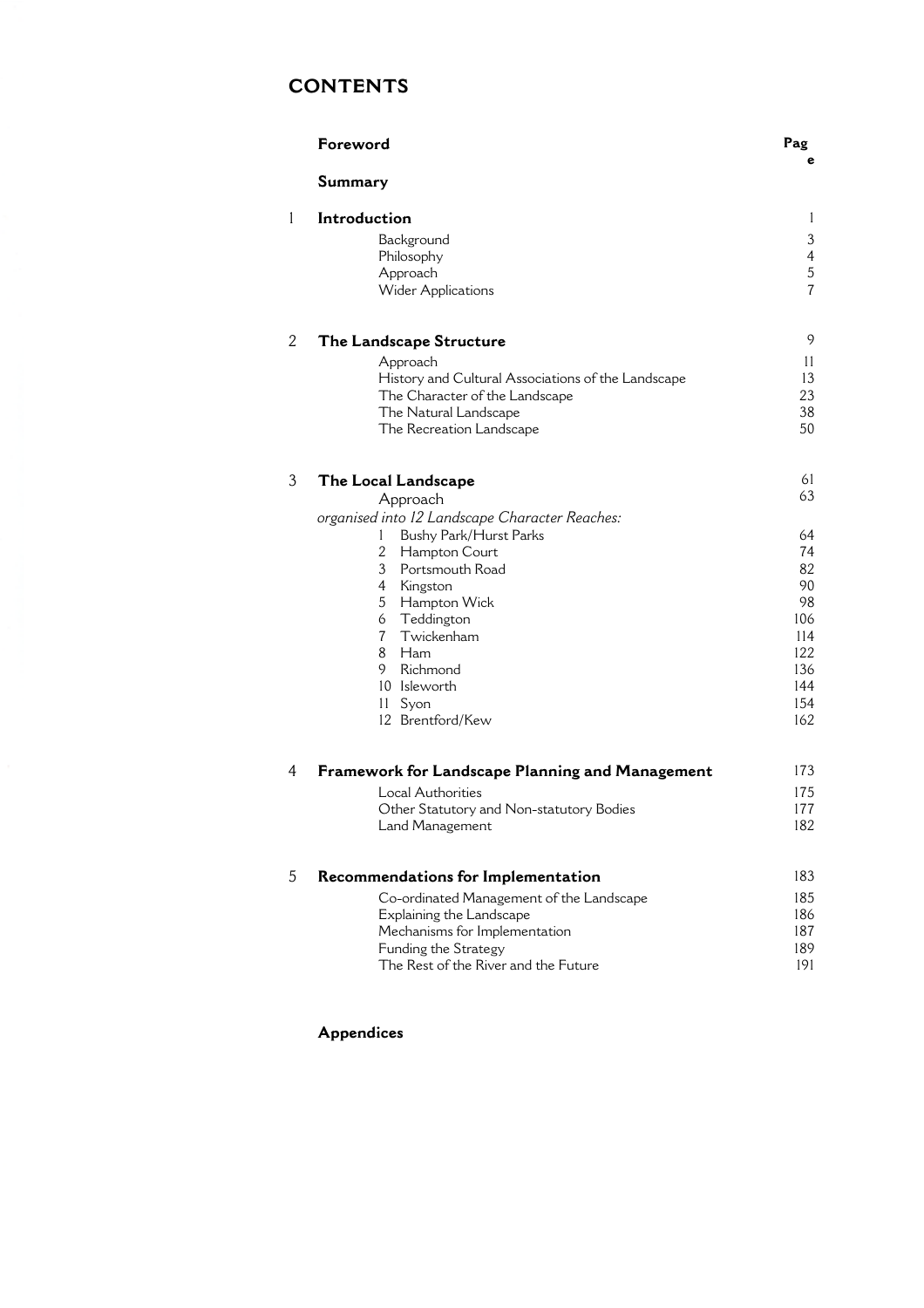# CONTENTS

| | | Page |
|---|---|---|
| | **Foreword** | |
| | **Summary** | |
| 1 | **Introduction** | 1 |
| | Background | 3 |
| | Philosophy | 4 |
| | Approach | 5 |
| | Wider Applications | 7 |
| 2 | **The Landscape Structure** | 9 |
| | Approach | 11 |
| | History and Cultural Associations of the Landscape | 13 |
| | The Character of the Landscape | 23 |
| | The Natural Landscape | 38 |
| | The Recreation Landscape | 50 |
| 3 | **The Local Landscape** | 61 |
| | Approach | 63 |
| | *organised into 12 Landscape Character Reaches:* | |
| | 1 Bushy Park/Hurst Parks | 64 |
| | 2 Hampton Court | 74 |
| | 3 Portsmouth Road | 82 |
| | 4 Kingston | 90 |
| | 5 Hampton Wick | 98 |
| | 6 Teddington | 106 |
| | 7 Twickenham | 114 |
| | 8 Ham | 122 |
| | 9 Richmond | 136 |
| | 10 Isleworth | 144 |
| | 11 Syon | 154 |
| | 12 Brentford/Kew | 162 |
| 4 | **Framework for Landscape Planning and Management** | 173 |
| | Local Authorities | 175 |
| | Other Statutory and Non-statutory Bodies | 177 |
| | Land Management | 182 |
| 5 | **Recommendations for Implementation** | 183 |
| | Co-ordinated Management of the Landscape | 185 |
| | Explaining the Landscape | 186 |
| | Mechanisms for Implementation | 187 |
| | Funding the Strategy | 189 |
| | The Rest of the River and the Future | 191 |
| | **Appendices** | |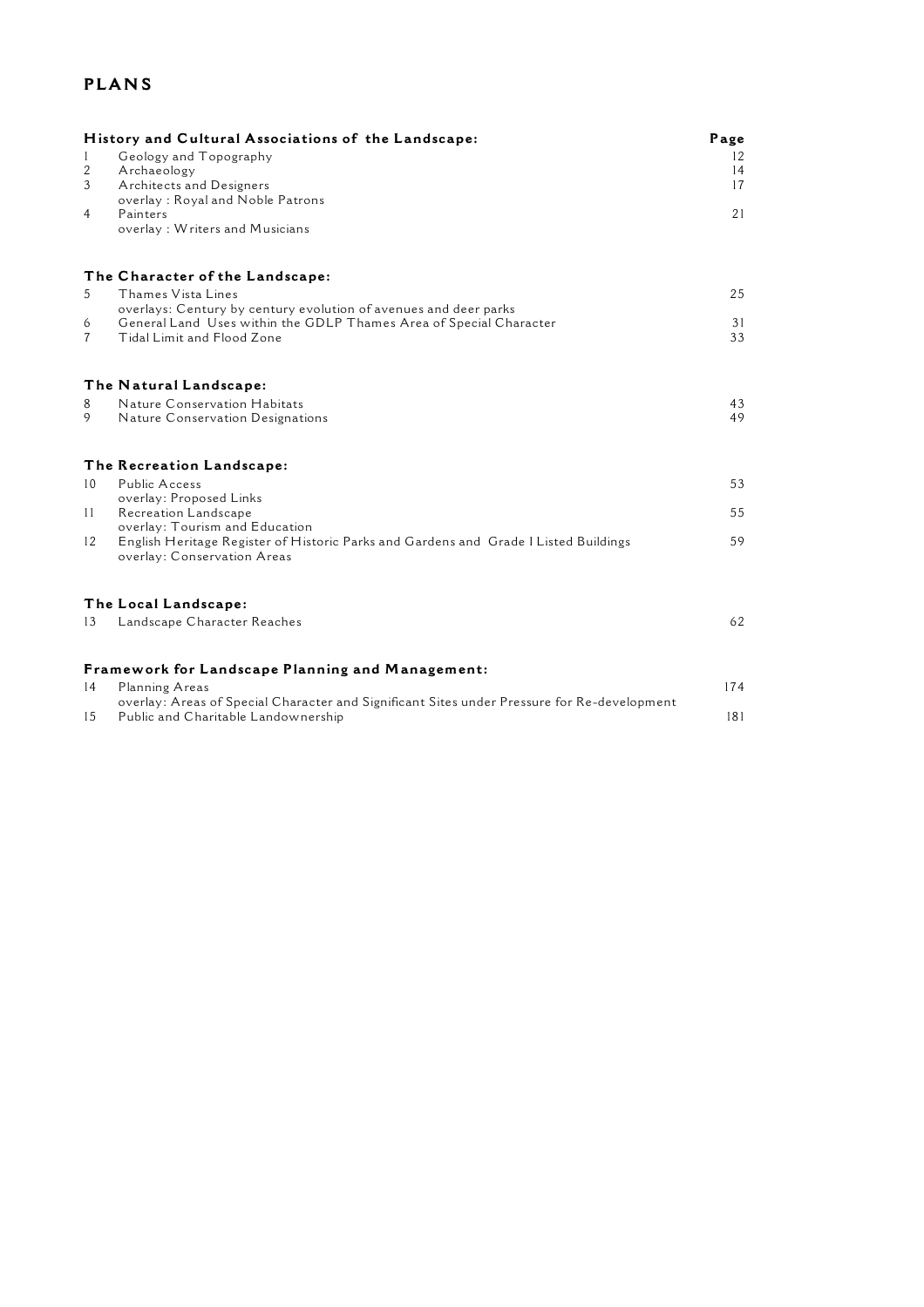# PLANS

| History and Cultural Associations of the Landscape: | | Page |
|---|---|---|
| 1 | Geology and Topography | 12 |
| 2 | Archaeology | 14 |
| 3 | Architects and Designers<br>overlay : Royal and Noble Patrons | 17 |
| 4 | Painters<br>overlay : Writers and Musicians | 21 |

**The Character of the Landscape:**

| | | |
|---|---|---|
| 5 | Thames Vista Lines<br>overlays: Century by century evolution of avenues and deer parks | 25 |
| 6 | General Land Uses within the GDLP Thames Area of Special Character | 31 |
| 7 | Tidal Limit and Flood Zone | 33 |

**The Natural Landscape:**

| | | |
|---|---|---|
| 8 | Nature Conservation Habitats | 43 |
| 9 | Nature Conservation Designations | 49 |

**The Recreation Landscape:**

| | | |
|---|---|---|
| 10 | Public Access<br>overlay: Proposed Links | 53 |
| 11 | Recreation Landscape<br>overlay: Tourism and Education | 55 |
| 12 | English Heritage Register of Historic Parks and Gardens and Grade I Listed Buildings<br>overlay: Conservation Areas | 59 |

**The Local Landscape:**

| | | |
|---|---|---|
| 13 | Landscape Character Reaches | 62 |

**Framework for Landscape Planning and Management:**

| | | |
|---|---|---|
| 14 | Planning Areas<br>overlay: Areas of Special Character and Significant Sites under Pressure for Re-development | 174 |
| 15 | Public and Charitable Landownership | 181 |